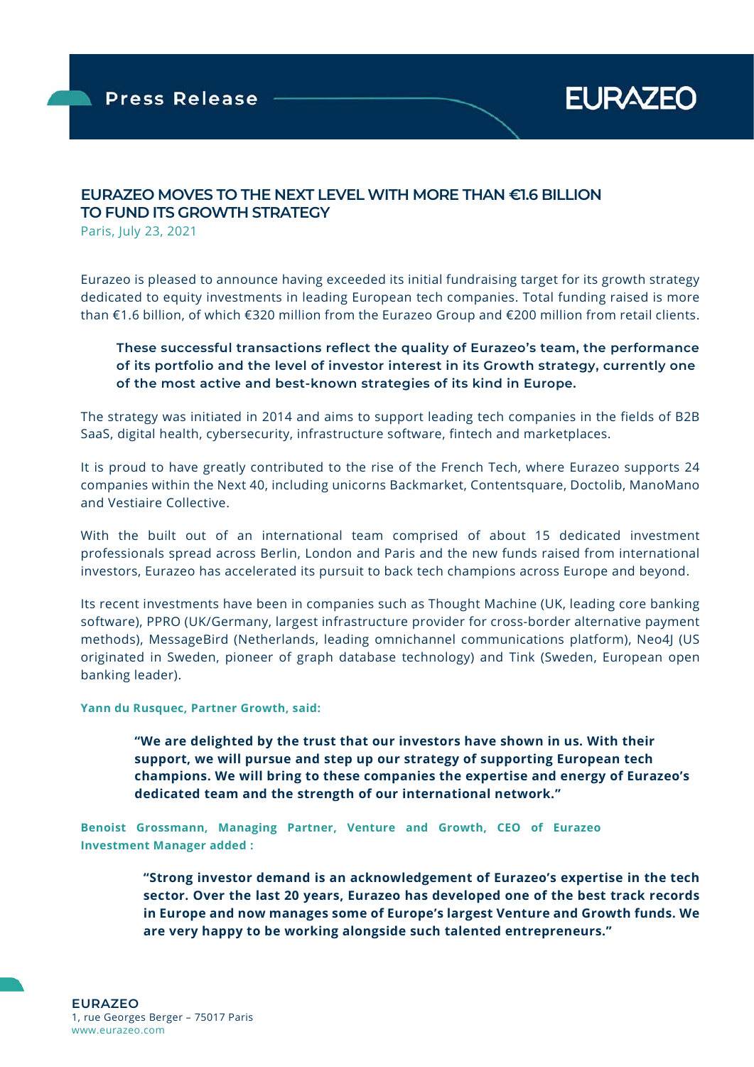Press Release

EURAZEO

# EURAZEO MOVES TO THE NEXT LEVEL WITH MORE THAN €1.6 BILLION TO FUND ITS GROWTH STRATEGY

Paris, July 23, 2021

Eurazeo is pleased to announce having exceeded its initial fundraising target for its growth strategy dedicated to equity investments in leading European tech companies. Total funding raised is more than €1.6 billion, of which €320 million from the Eurazeo Group and €200 million from retail clients.

> **These successful transactions reflect the quality of Eurazeo's team, the performance of its portfolio and the level of investor interest in its Growth strategy, currently one of the most active and best-known strategies of its kind in Europe.**

The strategy was initiated in 2014 and aims to support leading tech companies in the fields of B2B SaaS, digital health, cybersecurity, infrastructure software, fintech and marketplaces.

It is proud to have greatly contributed to the rise of the French Tech, where Eurazeo supports 24 companies within the Next 40, including unicorns Backmarket, Contentsquare, Doctolib, ManoMano and Vestiaire Collective.

With the built out of an international team comprised of about 15 dedicated investment professionals spread across Berlin, London and Paris and the new funds raised from international investors, Eurazeo has accelerated its pursuit to back tech champions across Europe and beyond.

Its recent investments have been in companies such as Thought Machine (UK, leading core banking software), PPRO (UK/Germany, largest infrastructure provider for cross-border alternative payment methods), MessageBird (Netherlands, leading omnichannel communications platform), Neo4J (US originated in Sweden, pioneer of graph database technology) and Tink (Sweden, European open banking leader).

**Yann du Rusquec, Partner Growth, said:**

> **"We are delighted by the trust that our investors have shown in us. With their support, we will pursue and step up our strategy of supporting European tech champions. We will bring to these companies the expertise and energy of Eurazeo's dedicated team and the strength of our international network."**

**Benoist Grossmann, Managing Partner, Venture and Growth, CEO of Eurazeo Investment Manager added :**

> **"Strong investor demand is an acknowledgement of Eurazeo's expertise in the tech sector. Over the last 20 years, Eurazeo has developed one of the best track records in Europe and now manages some of Europe's largest Venture and Growth funds. We are very happy to be working alongside such talented entrepreneurs."**

**EURAZEO**
1, rue Georges Berger – 75017 Paris
www.eurazeo.com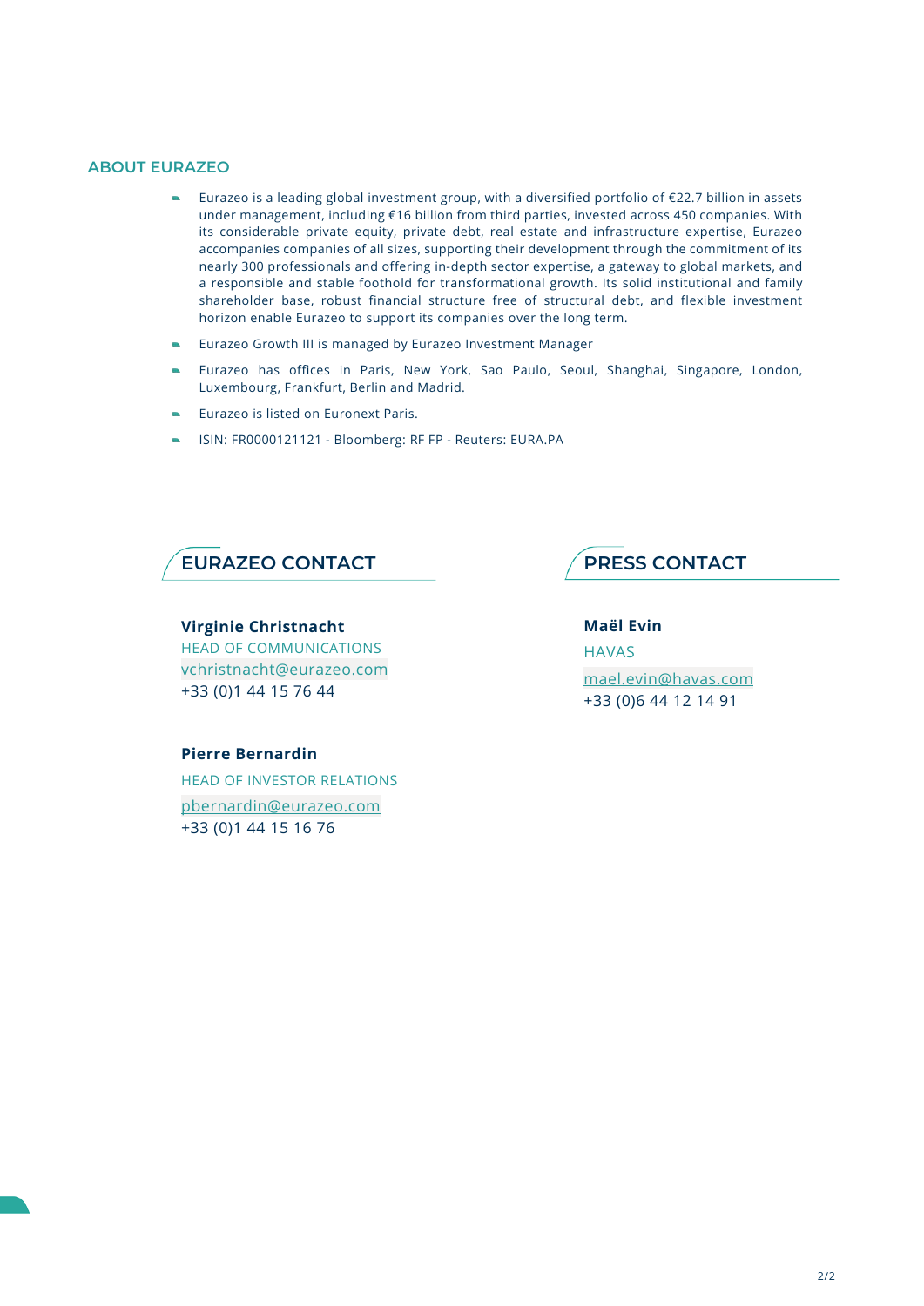## ABOUT EURAZEO

- Eurazeo is a leading global investment group, with a diversified portfolio of €22.7 billion in assets under management, including €16 billion from third parties, invested across 450 companies. With its considerable private equity, private debt, real estate and infrastructure expertise, Eurazeo accompanies companies of all sizes, supporting their development through the commitment of its nearly 300 professionals and offering in-depth sector expertise, a gateway to global markets, and a responsible and stable foothold for transformational growth. Its solid institutional and family shareholder base, robust financial structure free of structural debt, and flexible investment horizon enable Eurazeo to support its companies over the long term.
- Eurazeo Growth III is managed by Eurazeo Investment Manager
- Eurazeo has offices in Paris, New York, Sao Paulo, Seoul, Shanghai, Singapore, London, Luxembourg, Frankfurt, Berlin and Madrid.
- Eurazeo is listed on Euronext Paris.
- ISIN: FR0000121121 - Bloomberg: RF FP - Reuters: EURA.PA

## EURAZEO CONTACT

**Virginie Christnacht**
HEAD OF COMMUNICATIONS
vchristnacht@eurazeo.com
+33 (0)1 44 15 76 44

**Pierre Bernardin**
HEAD OF INVESTOR RELATIONS
pbernardin@eurazeo.com
+33 (0)1 44 15 16 76

## PRESS CONTACT

**Maël Evin**
HAVAS
mael.evin@havas.com
+33 (0)6 44 12 14 91